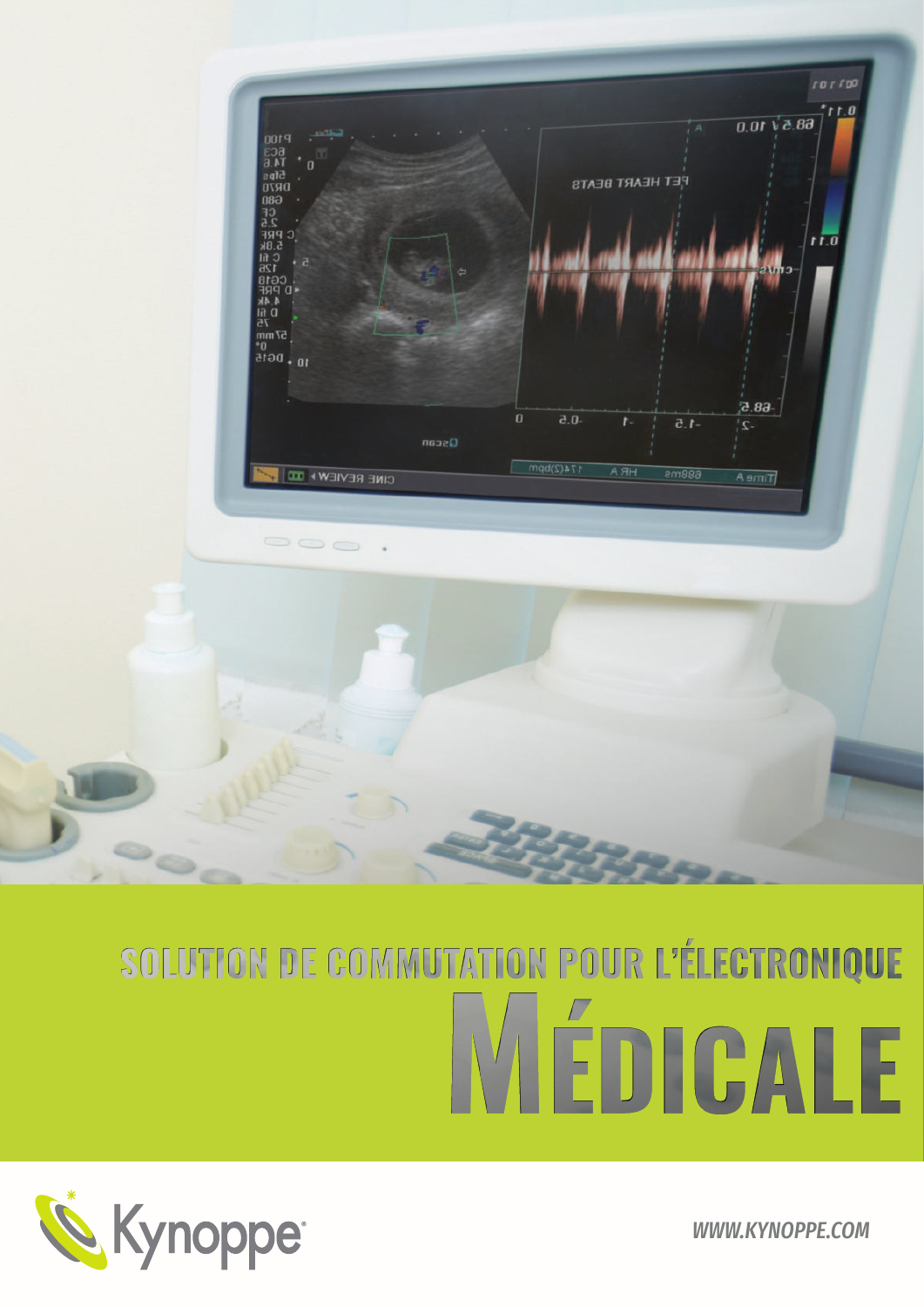# SOLUTION DE COMMUTATION POUR L'ÉLECTRONIQUE MÉDICALE

Kynoppe®

*WWW.KYNOPPE.COM*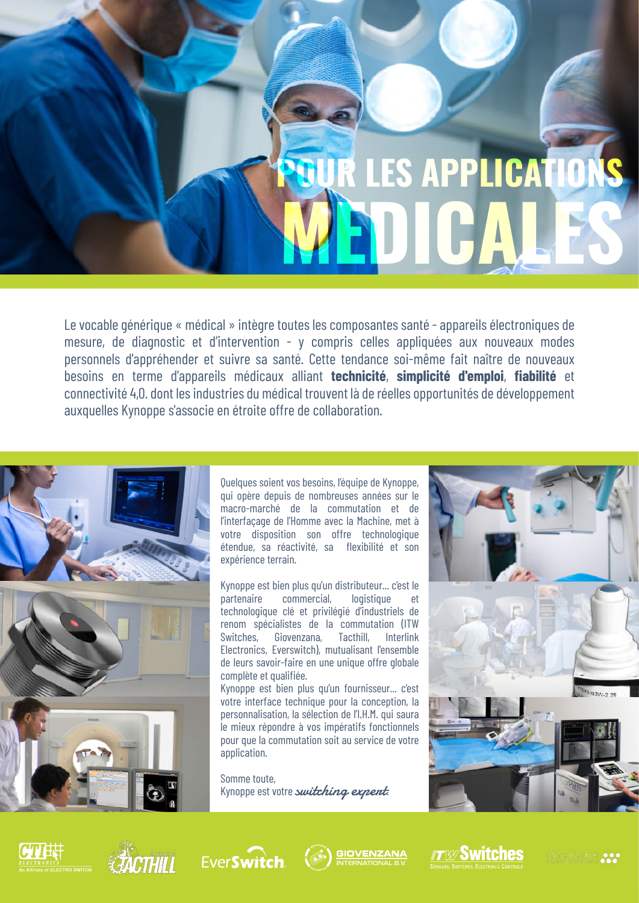# POUR LES APPLICATIONS MEDICALES

Le vocable générique « médical » intègre toutes les composantes santé - appareils électroniques de mesure, de diagnostic et d'intervention - y compris celles appliquées aux nouveaux modes personnels d'appréhender et suivre sa santé. Cette tendance soi-même fait naître de nouveaux besoins en terme d'appareils médicaux alliant **technicité**, **simplicité d'emploi**, **fiabilité** et connectivité 4,0. dont les industries du médical trouvent là de réelles opportunités de développement auxquelles Kynoppe s'associe en étroite offre de collaboration.

Quelques soient vos besoins, l'équipe de Kynoppe, qui opère depuis de nombreuses années sur le macro-marché de la commutation et de l'interfaçage de l'Homme avec la Machine, met à votre disposition son offre technologique étendue, sa réactivité, sa flexibilité et son expérience terrain.

Kynoppe est bien plus qu'un distributeur... c'est le partenaire commercial, logistique et technologique clé et privilégié d'industriels de renom spécialistes de la commutation (ITW Switches, Giovenzana, Tacthill, Interlink Electronics, Everswitch), mutualisant l'ensemble de leurs savoir-faire en une unique offre globale complète et qualifiée.

Kynoppe est bien plus qu'un fournisseur... c'est votre interface technique pour la conception, la personnalisation, la sélection de l'I.H.M. qui saura le mieux répondre à vos impératifs fonctionnels pour que la commutation soit au service de votre application.

Somme toute,
Kynoppe est votre *switching expert.*

CTI Electronics – An Affiliate of ELECTRO SWITCH | TACTHILL | EverSwitch | GIOVENZANA INTERNATIONAL B.V. | ITW Switches – Sensors, Switches, Electronic Controls | INTERLINK ELECTRONICS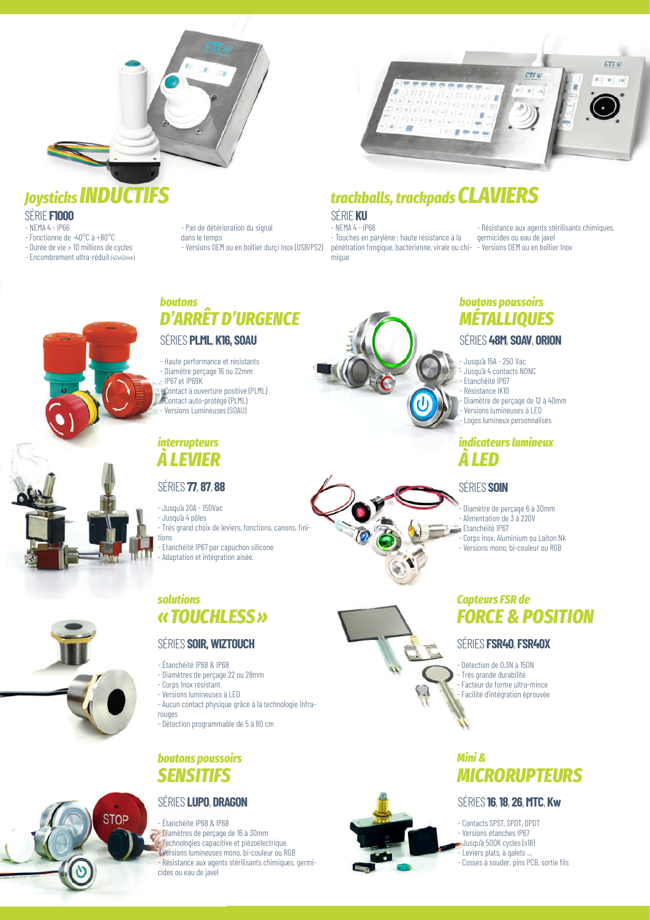## *Joysticks* INDUCTIFS

SÉRIE **F1000**

- NEMA 4 - IP66
- Fonctionne de -40°C à +80°C
- Durée de vie > 10 millions de cycles
- Encombrement ultra-réduit (42x42mm)
- Pas de détérioration du signal dans le temps
- Versions OEM ou en boîtier durçi Inox (USB/PS2)

## *trackballs, trackpads* CLAVIERS

SÉRIE **KU**

- NEMA 4 - IP66
- Touches en parylène : haute résistance à la pénétration fongique, bactérienne, virale ou chimique
- Résistance aux agents stérilisants chimiques, germicides ou eau de javel
- Versions OEM ou en boîtier Inox

## *boutons* D'ARRÊT D'URGENCE

SÉRIES **PLML**, **K16**, **SOAU**

- Haute performance et résistants
- Diamètre perçage 16 ou 22mm
- IP67 et IP69K
- Contact à ouverture positive (PLML)
- Contact auto-protégé (PLML)
- Versions Lumineuses (SOAU)

## *boutons poussoirs* MÉTALLIQUES

SÉRIES **48M**, **SOAV**, **ORION**

- Jusqu'à 15A - 250 Vac
- Jusqu'à 4 contacts NONC
- Etanchéité IP67
- Résistance IK10
- Diamètre de perçage de 12 à 40mm
- Versions lumineuses à LED
- Logos lumineux personnalisés

## *interrupteurs* À LEVIER

SÉRIES **77**, **87**, **88**

- Jusqu'à 20A - 150Vac
- Jusqu'à 4 pôles
- Très grand choix de leviers, fonctions, canons, finitions
- Etanchéité IP67 par capuchon silicone
- Adaptation et intégration aisée.

## *indicateurs lumineux* À LED

SÉRIES **SOIN**

- Diamètre de perçage 6 à 30mm
- Alimentation de 3 à 220V
- Etanchéité IP67
- Corps Inox, Aluminium ou Laiton Nk
- Versions mono, bi-couleur ou RGB

## *solutions* « TOUCHLESS »

SÉRIES **SOIR**, **WIZTOUCH**

- Étanchéité IP68 & IP68
- Diamètres de perçage 22 ou 28mm
- Corps Inox résistant
- Versions lumineuses à LED
- Aucun contact physique grâce à la technologie Infrarouges
- Détection programmable de 5 à 80 cm

## *Capteurs FSR de* FORCE & POSITION

SÉRIES **FSR40**, **FSR40X**

- Détection de 0,3N à 150N
- Très grande durabilité
- Facteur de forme ultra-mince
- Facilité d'intégration éprouvée

## *boutons poussoirs* SENSITIFS

SÉRIES **LUPO**, **DRAGON**

- Étanchéité IP68 & IP68
- Diamètres de perçage de 16 à 30mm
- Technologies capacitive et piézoélectrique
- Versions lumineuses mono, bi-couleur ou RGB
- Résistance aux agents stérilisants chimiques, germicides ou eau de javel

## *Mini &* MICRORUPTEURS

SÉRIES **16**, **18**, **26**, **MTC**, **Kw**

- Contacts SPST, SPDT, DPDT
- Versions étanches IP67
- Jusqu'à 500K cycles (s18)
- Leviers plats, à galets ...
- Cosses à souder, pins PCB, sortie fils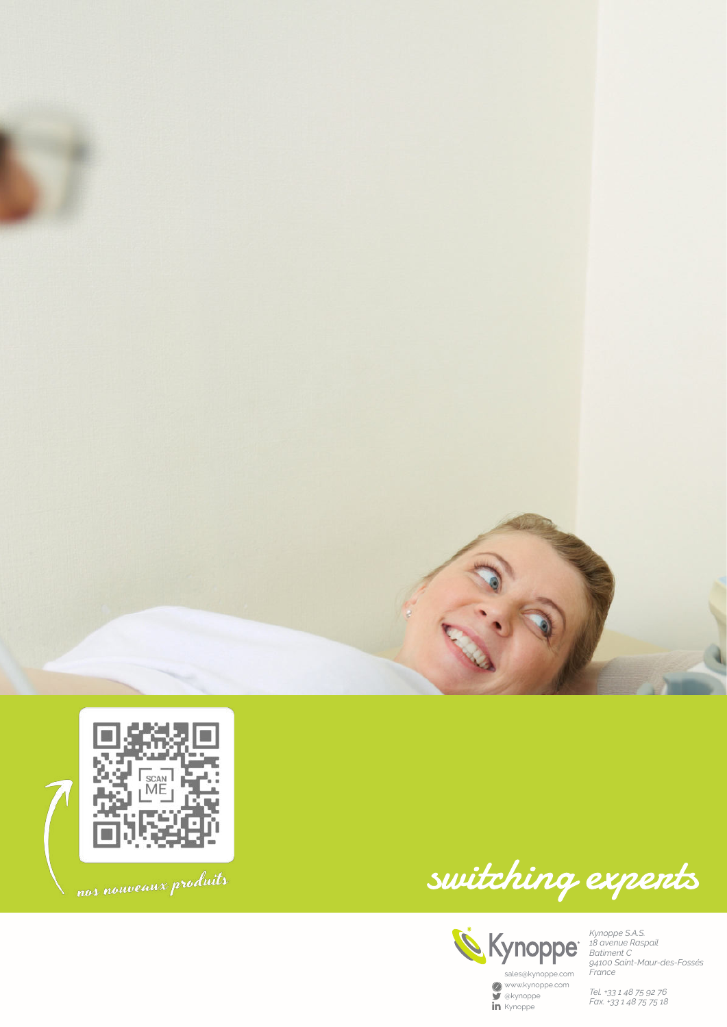SCAN ME

*nos nouveaux produits*

*switching experts*

Kynoppe

sales@kynoppe.com
www.kynoppe.com
@kynoppe
Kynoppe

*Kynoppe S.A.S.*
*18 avenue Raspail*
*Batiment C*
*94100 Saint-Maur-des-Fossés*
*France*

*Tel. +33 1 48 75 92 76*
*Fax. +33 1 48 75 75 18*